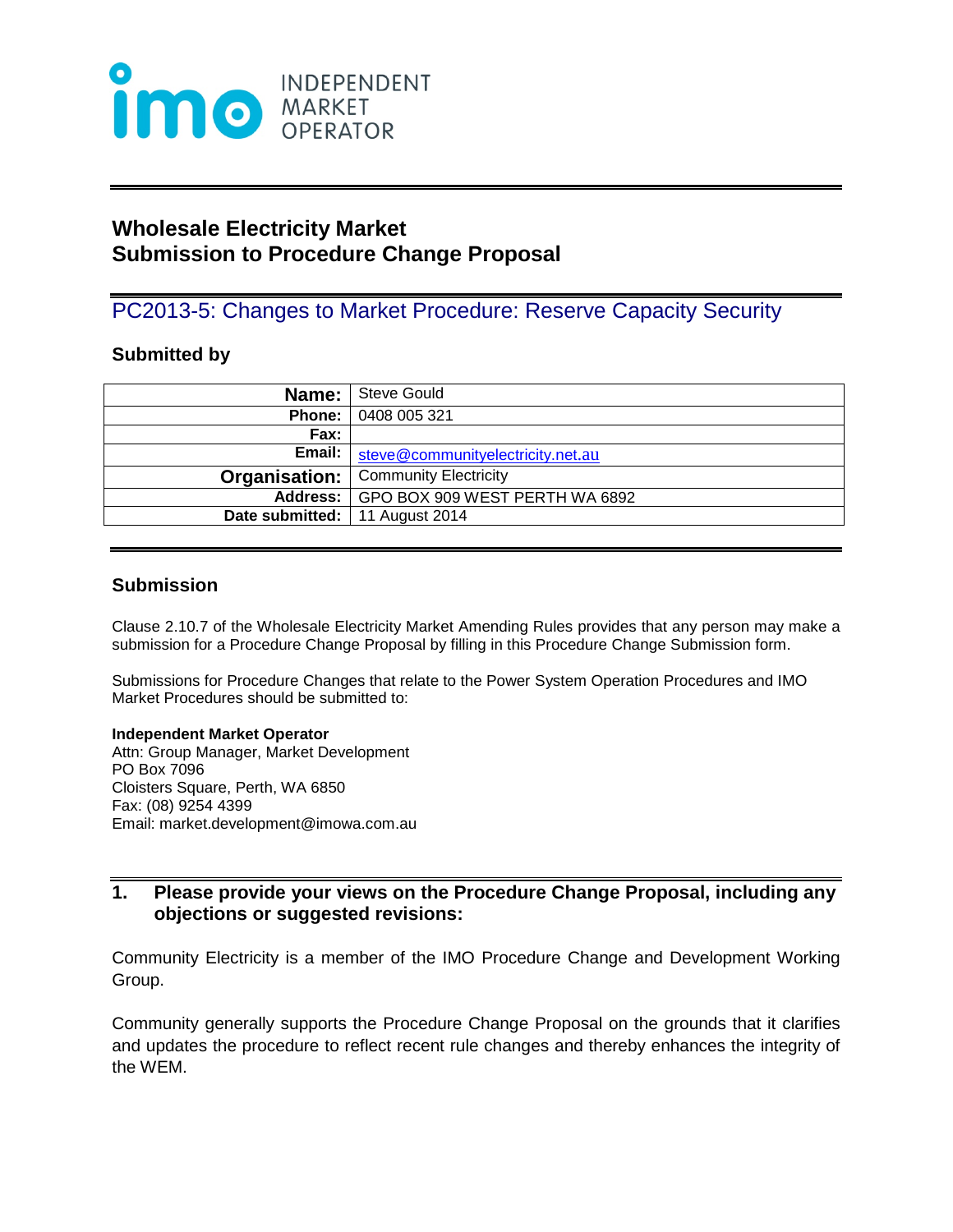INDEPENDENT MARKET OPERATOR

# Wholesale Electricity Market
# Submission to Procedure Change Proposal

## PC2013-5: Changes to Market Procedure: Reserve Capacity Security

### Submitted by

| | |
|---:|---|
| **Name:** | Steve Gould |
| **Phone:** | 0408 005 321 |
| **Fax:** | |
| **Email:** | steve@communityelectricity.net.au |
| **Organisation:** | Community Electricity |
| **Address:** | GPO BOX 909 WEST PERTH WA 6892 |
| **Date submitted:** | 11 August 2014 |

### Submission

Clause 2.10.7 of the Wholesale Electricity Market Amending Rules provides that any person may make a submission for a Procedure Change Proposal by filling in this Procedure Change Submission form.

Submissions for Procedure Changes that relate to the Power System Operation Procedures and IMO Market Procedures should be submitted to:

**Independent Market Operator**
Attn: Group Manager, Market Development
PO Box 7096
Cloisters Square, Perth, WA 6850
Fax: (08) 9254 4399
Email: market.development@imowa.com.au

### 1. Please provide your views on the Procedure Change Proposal, including any objections or suggested revisions:

Community Electricity is a member of the IMO Procedure Change and Development Working Group.

Community generally supports the Procedure Change Proposal on the grounds that it clarifies and updates the procedure to reflect recent rule changes and thereby enhances the integrity of the WEM.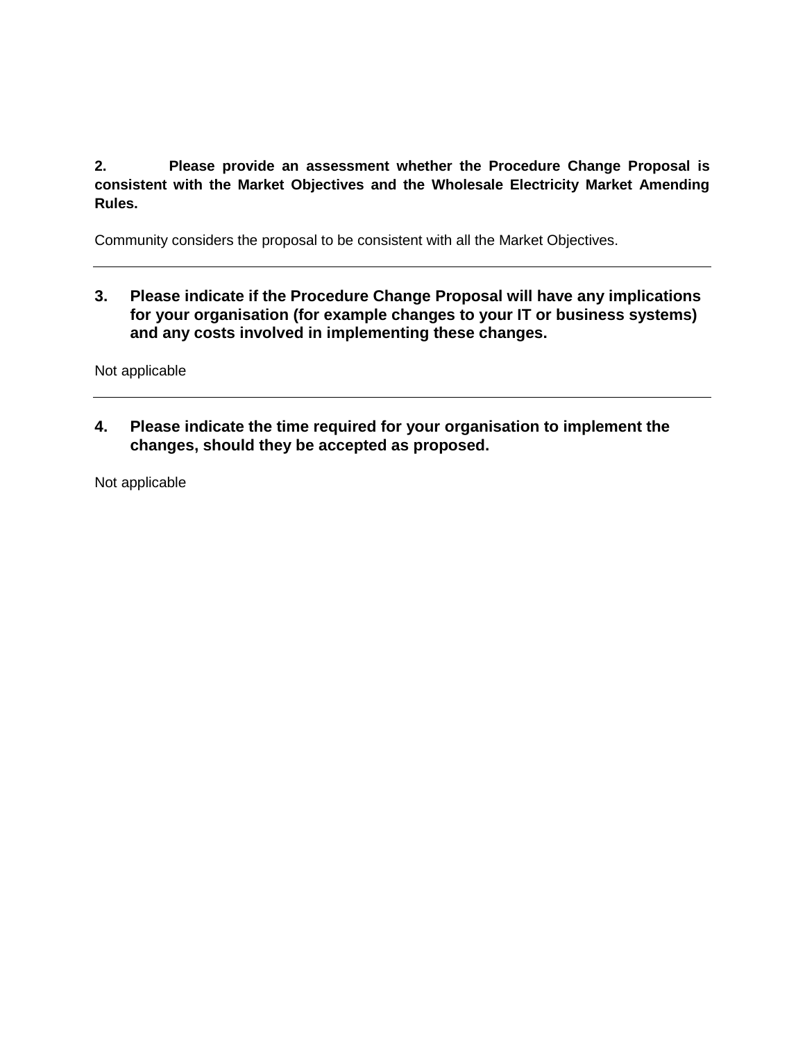**2. Please provide an assessment whether the Procedure Change Proposal is consistent with the Market Objectives and the Wholesale Electricity Market Amending Rules.**

Community considers the proposal to be consistent with all the Market Objectives.

---

**3. Please indicate if the Procedure Change Proposal will have any implications for your organisation (for example changes to your IT or business systems) and any costs involved in implementing these changes.**

Not applicable

---

**4. Please indicate the time required for your organisation to implement the changes, should they be accepted as proposed.**

Not applicable